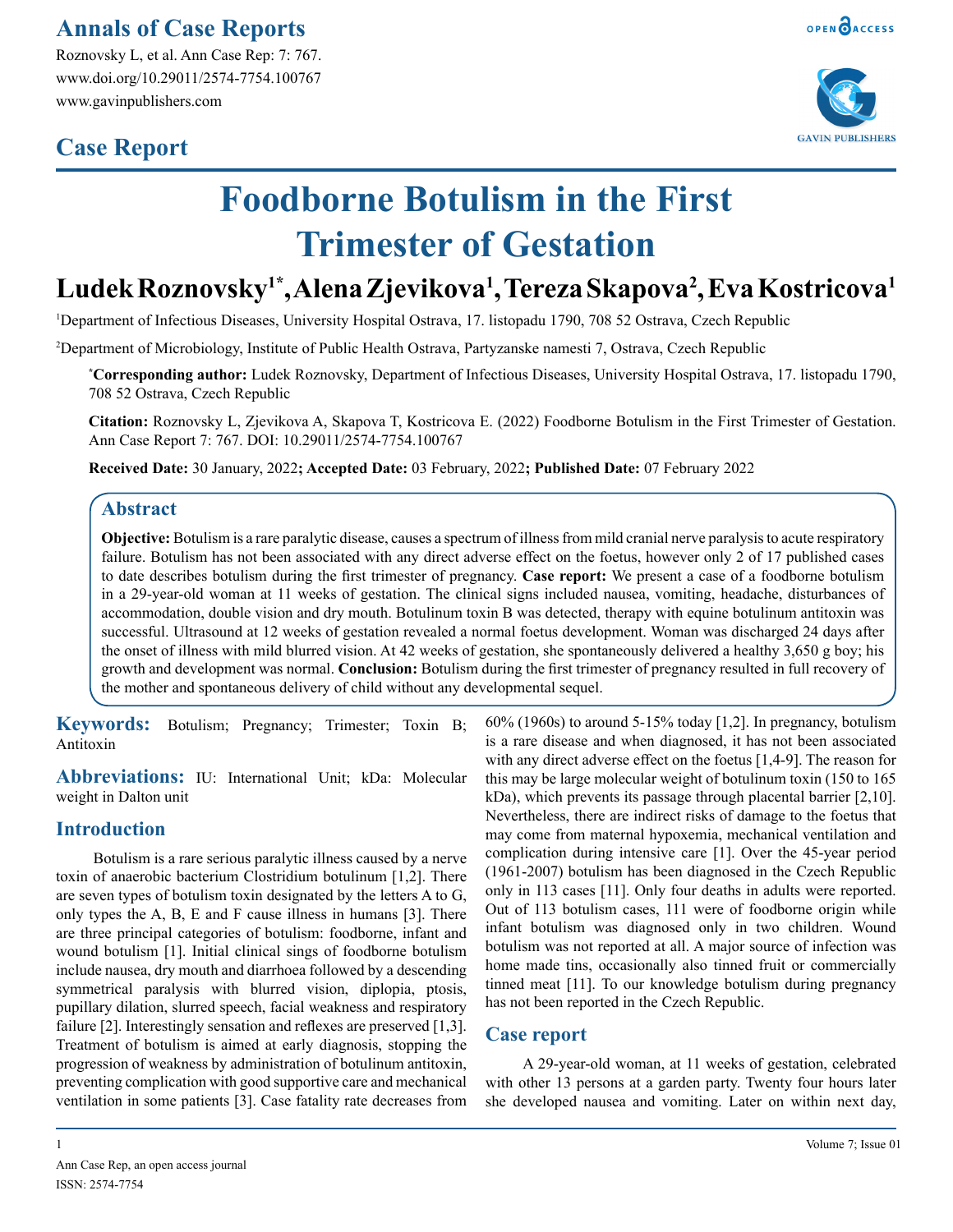# Annals of Case Reports

Roznovsky L, et al. Ann Case Rep: 7: 767.
www.doi.org/10.29011/2574-7754.100767
www.gavinpublishers.com

## Case Report

# Foodborne Botulism in the First Trimester of Gestation

**Ludek Roznovsky[1*], Alena Zjevikova[1], Tereza Skapova[2], Eva Kostricova[1]**

[1]Department of Infectious Diseases, University Hospital Ostrava, 17. listopadu 1790, 708 52 Ostrava, Czech Republic

[2]Department of Microbiology, Institute of Public Health Ostrava, Partyzanske namesti 7, Ostrava, Czech Republic

***Corresponding author:** Ludek Roznovsky, Department of Infectious Diseases, University Hospital Ostrava, 17. listopadu 1790, 708 52 Ostrava, Czech Republic

**Citation:** Roznovsky L, Zjevikova A, Skapova T, Kostricova E. (2022) Foodborne Botulism in the First Trimester of Gestation. Ann Case Report 7: 767. DOI: 10.29011/2574-7754.100767

**Received Date:** 30 January, 2022**; Accepted Date:** 03 February, 2022**; Published Date:** 07 February 2022

## Abstract

**Objective:** Botulism is a rare paralytic disease, causes a spectrum of illness from mild cranial nerve paralysis to acute respiratory failure. Botulism has not been associated with any direct adverse effect on the foetus, however only 2 of 17 published cases to date describes botulism during the first trimester of pregnancy. **Case report:** We present a case of a foodborne botulism in a 29-year-old woman at 11 weeks of gestation. The clinical signs included nausea, vomiting, headache, disturbances of accommodation, double vision and dry mouth. Botulinum toxin B was detected, therapy with equine botulinum antitoxin was successful. Ultrasound at 12 weeks of gestation revealed a normal foetus development. Woman was discharged 24 days after the onset of illness with mild blurred vision. At 42 weeks of gestation, she spontaneously delivered a healthy 3,650 g boy; his growth and development was normal. **Conclusion:** Botulism during the first trimester of pregnancy resulted in full recovery of the mother and spontaneous delivery of child without any developmental sequel.

**Keywords:** Botulism; Pregnancy; Trimester; Toxin B; Antitoxin

**Abbreviations:** IU: International Unit; kDa: Molecular weight in Dalton unit

## Introduction

Botulism is a rare serious paralytic illness caused by a nerve toxin of anaerobic bacterium Clostridium botulinum [1,2]. There are seven types of botulism toxin designated by the letters A to G, only types the A, B, E and F cause illness in humans [3]. There are three principal categories of botulism: foodborne, infant and wound botulism [1]. Initial clinical sings of foodborne botulism include nausea, dry mouth and diarrhoea followed by a descending symmetrical paralysis with blurred vision, diplopia, ptosis, pupillary dilation, slurred speech, facial weakness and respiratory failure [2]. Interestingly sensation and reflexes are preserved [1,3]. Treatment of botulism is aimed at early diagnosis, stopping the progression of weakness by administration of botulinum antitoxin, preventing complication with good supportive care and mechanical ventilation in some patients [3]. Case fatality rate decreases from 60% (1960s) to around 5-15% today [1,2]. In pregnancy, botulism is a rare disease and when diagnosed, it has not been associated with any direct adverse effect on the foetus [1,4-9]. The reason for this may be large molecular weight of botulinum toxin (150 to 165 kDa), which prevents its passage through placental barrier [2,10]. Nevertheless, there are indirect risks of damage to the foetus that may come from maternal hypoxemia, mechanical ventilation and complication during intensive care [1]. Over the 45-year period (1961-2007) botulism has been diagnosed in the Czech Republic only in 113 cases [11]. Only four deaths in adults were reported. Out of 113 botulism cases, 111 were of foodborne origin while infant botulism was diagnosed only in two children. Wound botulism was not reported at all. A major source of infection was home made tins, occasionally also tinned fruit or commercially tinned meat [11]. To our knowledge botulism during pregnancy has not been reported in the Czech Republic.

## Case report

A 29-year-old woman, at 11 weeks of gestation, celebrated with other 13 persons at a garden party. Twenty four hours later she developed nausea and vomiting. Later on within next day,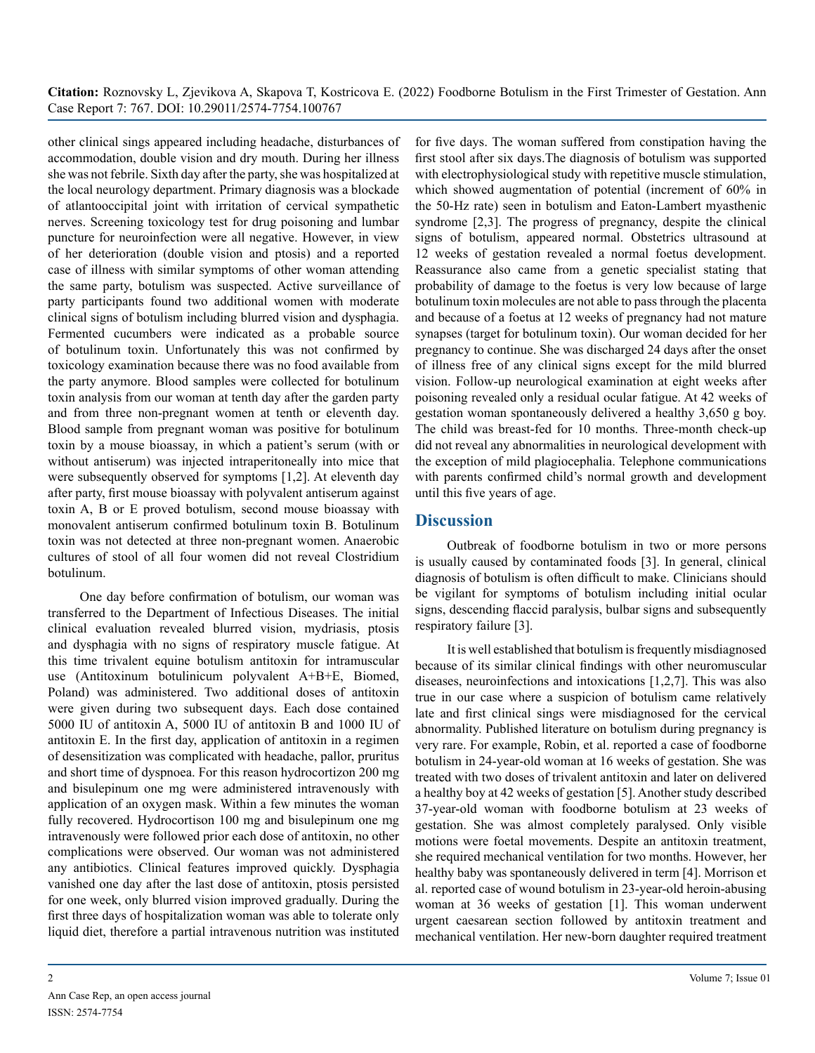other clinical sings appeared including headache, disturbances of accommodation, double vision and dry mouth. During her illness she was not febrile. Sixth day after the party, she was hospitalized at the local neurology department. Primary diagnosis was a blockade of atlantooccipital joint with irritation of cervical sympathetic nerves. Screening toxicology test for drug poisoning and lumbar puncture for neuroinfection were all negative. However, in view of her deterioration (double vision and ptosis) and a reported case of illness with similar symptoms of other woman attending the same party, botulism was suspected. Active surveillance of party participants found two additional women with moderate clinical signs of botulism including blurred vision and dysphagia. Fermented cucumbers were indicated as a probable source of botulinum toxin. Unfortunately this was not confirmed by toxicology examination because there was no food available from the party anymore. Blood samples were collected for botulinum toxin analysis from our woman at tenth day after the garden party and from three non-pregnant women at tenth or eleventh day. Blood sample from pregnant woman was positive for botulinum toxin by a mouse bioassay, in which a patient's serum (with or without antiserum) was injected intraperitoneally into mice that were subsequently observed for symptoms [1,2]. At eleventh day after party, first mouse bioassay with polyvalent antiserum against toxin A, B or E proved botulism, second mouse bioassay with monovalent antiserum confirmed botulinum toxin B. Botulinum toxin was not detected at three non-pregnant women. Anaerobic cultures of stool of all four women did not reveal Clostridium botulinum.

One day before confirmation of botulism, our woman was transferred to the Department of Infectious Diseases. The initial clinical evaluation revealed blurred vision, mydriasis, ptosis and dysphagia with no signs of respiratory muscle fatigue. At this time trivalent equine botulism antitoxin for intramuscular use (Antitoxinum botulinicum polyvalent A+B+E, Biomed, Poland) was administered. Two additional doses of antitoxin were given during two subsequent days. Each dose contained 5000 IU of antitoxin A, 5000 IU of antitoxin B and 1000 IU of antitoxin E. In the first day, application of antitoxin in a regimen of desensitization was complicated with headache, pallor, pruritus and short time of dyspnoea. For this reason hydrocortizon 200 mg and bisulepinum one mg were administered intravenously with application of an oxygen mask. Within a few minutes the woman fully recovered. Hydrocortison 100 mg and bisulepinum one mg intravenously were followed prior each dose of antitoxin, no other complications were observed. Our woman was not administered any antibiotics. Clinical features improved quickly. Dysphagia vanished one day after the last dose of antitoxin, ptosis persisted for one week, only blurred vision improved gradually. During the first three days of hospitalization woman was able to tolerate only liquid diet, therefore a partial intravenous nutrition was instituted for five days. The woman suffered from constipation having the first stool after six days.The diagnosis of botulism was supported with electrophysiological study with repetitive muscle stimulation, which showed augmentation of potential (increment of 60% in the 50-Hz rate) seen in botulism and Eaton-Lambert myasthenic syndrome [2,3]. The progress of pregnancy, despite the clinical signs of botulism, appeared normal. Obstetrics ultrasound at 12 weeks of gestation revealed a normal foetus development. Reassurance also came from a genetic specialist stating that probability of damage to the foetus is very low because of large botulinum toxin molecules are not able to pass through the placenta and because of a foetus at 12 weeks of pregnancy had not mature synapses (target for botulinum toxin). Our woman decided for her pregnancy to continue. She was discharged 24 days after the onset of illness free of any clinical signs except for the mild blurred vision. Follow-up neurological examination at eight weeks after poisoning revealed only a residual ocular fatigue. At 42 weeks of gestation woman spontaneously delivered a healthy 3,650 g boy. The child was breast-fed for 10 months. Three-month check-up did not reveal any abnormalities in neurological development with the exception of mild plagiocephalia. Telephone communications with parents confirmed child's normal growth and development until this five years of age.

## Discussion

Outbreak of foodborne botulism in two or more persons is usually caused by contaminated foods [3]. In general, clinical diagnosis of botulism is often difficult to make. Clinicians should be vigilant for symptoms of botulism including initial ocular signs, descending flaccid paralysis, bulbar signs and subsequently respiratory failure [3].

It is well established that botulism is frequently misdiagnosed because of its similar clinical findings with other neuromuscular diseases, neuroinfections and intoxications [1,2,7]. This was also true in our case where a suspicion of botulism came relatively late and first clinical sings were misdiagnosed for the cervical abnormality. Published literature on botulism during pregnancy is very rare. For example, Robin, et al. reported a case of foodborne botulism in 24-year-old woman at 16 weeks of gestation. She was treated with two doses of trivalent antitoxin and later on delivered a healthy boy at 42 weeks of gestation [5]. Another study described 37-year-old woman with foodborne botulism at 23 weeks of gestation. She was almost completely paralysed. Only visible motions were foetal movements. Despite an antitoxin treatment, she required mechanical ventilation for two months. However, her healthy baby was spontaneously delivered in term [4]. Morrison et al. reported case of wound botulism in 23-year-old heroin-abusing woman at 36 weeks of gestation [1]. This woman underwent urgent caesarean section followed by antitoxin treatment and mechanical ventilation. Her new-born daughter required treatment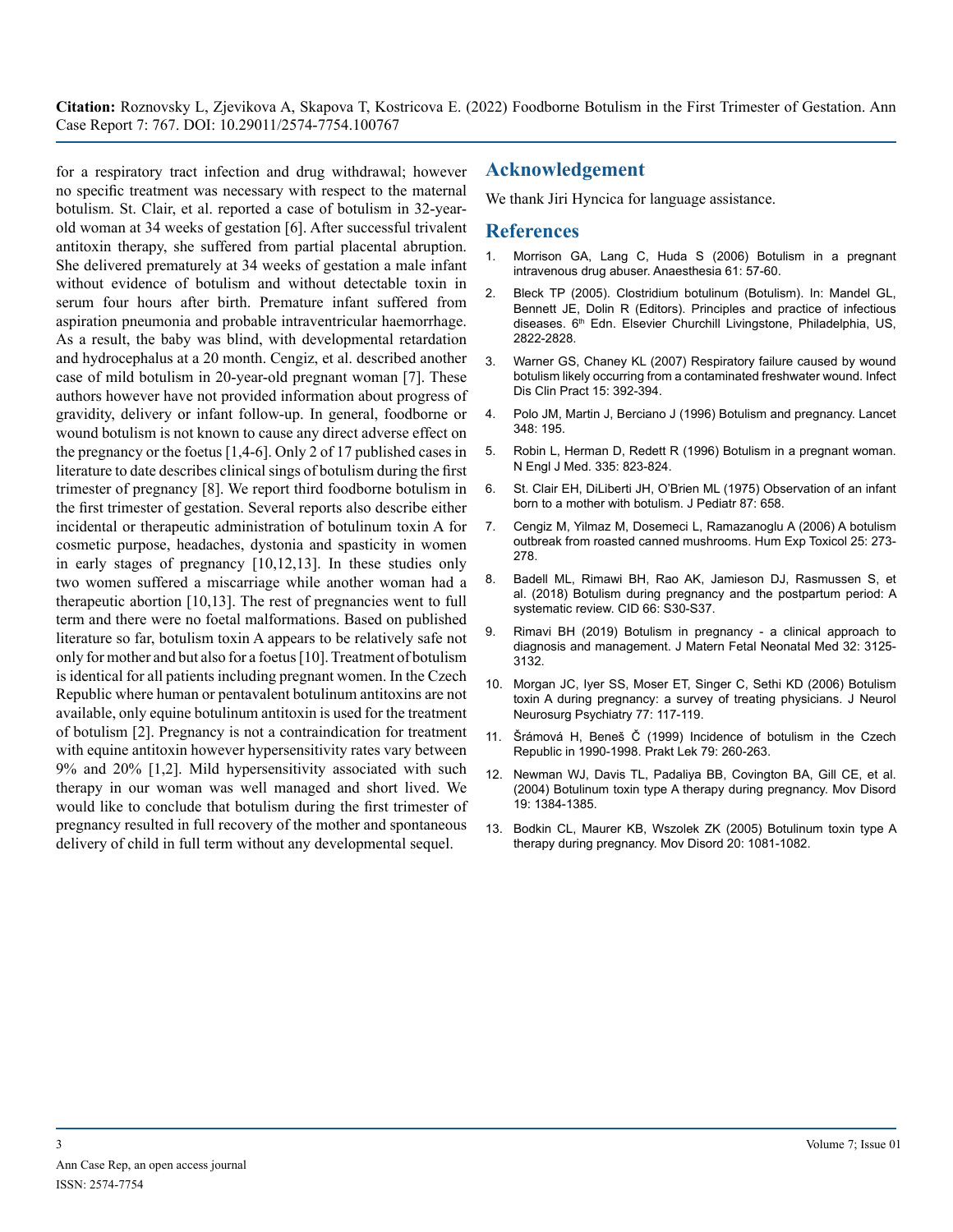for a respiratory tract infection and drug withdrawal; however no specific treatment was necessary with respect to the maternal botulism. St. Clair, et al. reported a case of botulism in 32-year-old woman at 34 weeks of gestation [6]. After successful trivalent antitoxin therapy, she suffered from partial placental abruption. She delivered prematurely at 34 weeks of gestation a male infant without evidence of botulism and without detectable toxin in serum four hours after birth. Premature infant suffered from aspiration pneumonia and probable intraventricular haemorrhage. As a result, the baby was blind, with developmental retardation and hydrocephalus at a 20 month. Cengiz, et al. described another case of mild botulism in 20-year-old pregnant woman [7]. These authors however have not provided information about progress of gravidity, delivery or infant follow-up. In general, foodborne or wound botulism is not known to cause any direct adverse effect on the pregnancy or the foetus [1,4-6]. Only 2 of 17 published cases in literature to date describes clinical sings of botulism during the first trimester of pregnancy [8]. We report third foodborne botulism in the first trimester of gestation. Several reports also describe either incidental or therapeutic administration of botulinum toxin A for cosmetic purpose, headaches, dystonia and spasticity in women in early stages of pregnancy [10,12,13]. In these studies only two women suffered a miscarriage while another woman had a therapeutic abortion [10,13]. The rest of pregnancies went to full term and there were no foetal malformations. Based on published literature so far, botulism toxin A appears to be relatively safe not only for mother and but also for a foetus [10]. Treatment of botulism is identical for all patients including pregnant women. In the Czech Republic where human or pentavalent botulinum antitoxins are not available, only equine botulinum antitoxin is used for the treatment of botulism [2]. Pregnancy is not a contraindication for treatment with equine antitoxin however hypersensitivity rates vary between 9% and 20% [1,2]. Mild hypersensitivity associated with such therapy in our woman was well managed and short lived. We would like to conclude that botulism during the first trimester of pregnancy resulted in full recovery of the mother and spontaneous delivery of child in full term without any developmental sequel.

## Acknowledgement

We thank Jiri Hyncica for language assistance.

## References

1. Morrison GA, Lang C, Huda S (2006) Botulism in a pregnant intravenous drug abuser. Anaesthesia 61: 57-60.
2. Bleck TP (2005). Clostridium botulinum (Botulism). In: Mandel GL, Bennett JE, Dolin R (Editors). Principles and practice of infectious diseases. 6th Edn. Elsevier Churchill Livingstone, Philadelphia, US, 2822-2828.
3. Warner GS, Chaney KL (2007) Respiratory failure caused by wound botulism likely occurring from a contaminated freshwater wound. Infect Dis Clin Pract 15: 392-394.
4. Polo JM, Martin J, Berciano J (1996) Botulism and pregnancy. Lancet 348: 195.
5. Robin L, Herman D, Redett R (1996) Botulism in a pregnant woman. N Engl J Med. 335: 823-824.
6. St. Clair EH, DiLiberti JH, O'Brien ML (1975) Observation of an infant born to a mother with botulism. J Pediatr 87: 658.
7. Cengiz M, Yilmaz M, Dosemeci L, Ramazanoglu A (2006) A botulism outbreak from roasted canned mushrooms. Hum Exp Toxicol 25: 273-278.
8. Badell ML, Rimawi BH, Rao AK, Jamieson DJ, Rasmussen S, et al. (2018) Botulism during pregnancy and the postpartum period: A systematic review. CID 66: S30-S37.
9. Rimavi BH (2019) Botulism in pregnancy - a clinical approach to diagnosis and management. J Matern Fetal Neonatal Med 32: 3125-3132.
10. Morgan JC, Iyer SS, Moser ET, Singer C, Sethi KD (2006) Botulism toxin A during pregnancy: a survey of treating physicians. J Neurol Neurosurg Psychiatry 77: 117-119.
11. Šrámová H, Beneš Č (1999) Incidence of botulism in the Czech Republic in 1990-1998. Prakt Lek 79: 260-263.
12. Newman WJ, Davis TL, Padaliya BB, Covington BA, Gill CE, et al. (2004) Botulinum toxin type A therapy during pregnancy. Mov Disord 19: 1384-1385.
13. Bodkin CL, Maurer KB, Wszolek ZK (2005) Botulinum toxin type A therapy during pregnancy. Mov Disord 20: 1081-1082.